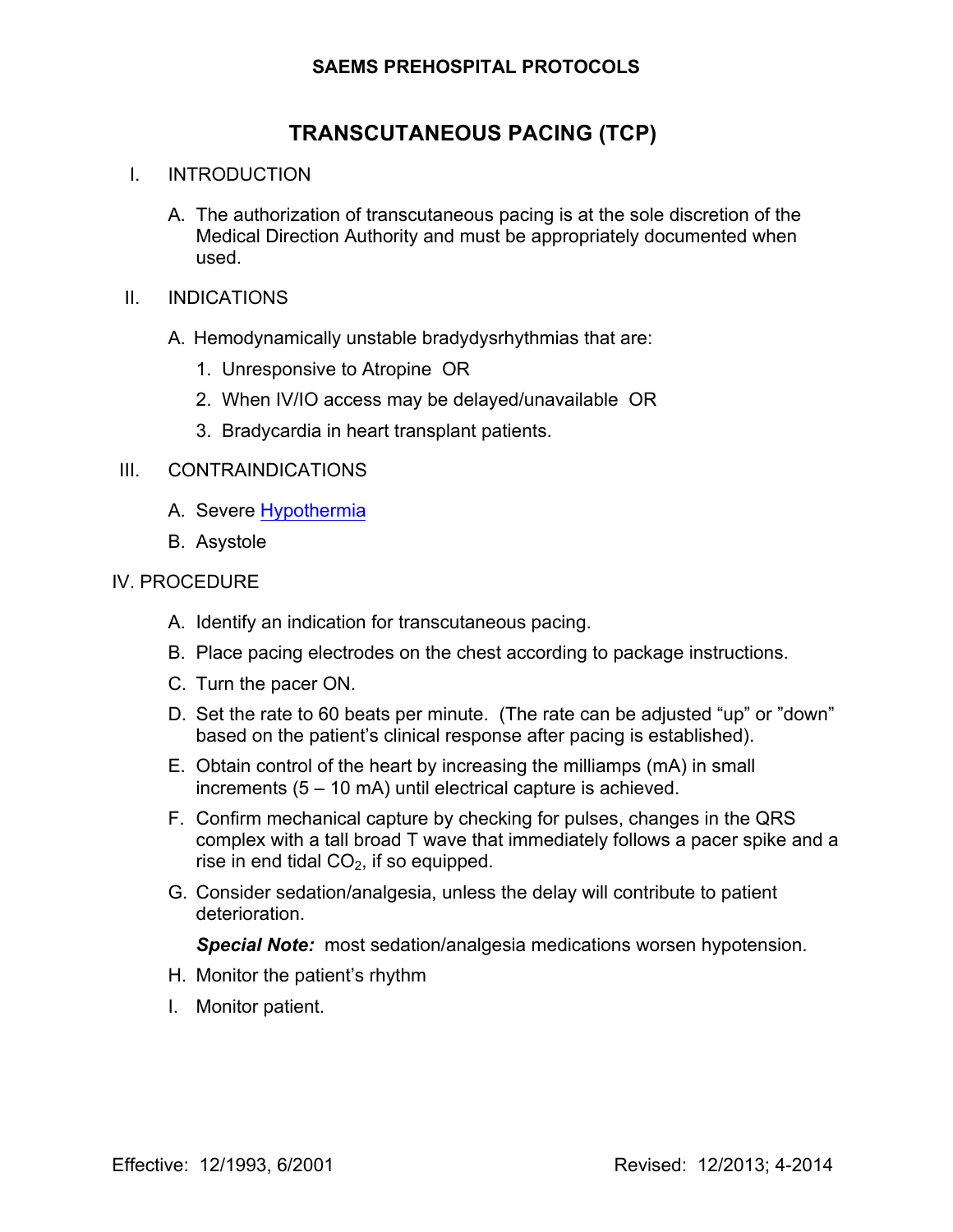**SAEMS PREHOSPITAL PROTOCOLS**

# TRANSCUTANEOUS PACING (TCP)

I. INTRODUCTION

A. The authorization of transcutaneous pacing is at the sole discretion of the Medical Direction Authority and must be appropriately documented when used.

II. INDICATIONS

A. Hemodynamically unstable bradydysrhythmias that are:

1. Unresponsive to Atropine OR
2. When IV/IO access may be delayed/unavailable OR
3. Bradycardia in heart transplant patients.

III. CONTRAINDICATIONS

A. Severe Hypothermia

B. Asystole

IV. PROCEDURE

A. Identify an indication for transcutaneous pacing.

B. Place pacing electrodes on the chest according to package instructions.

C. Turn the pacer ON.

D. Set the rate to 60 beats per minute. (The rate can be adjusted "up" or "down" based on the patient's clinical response after pacing is established).

E. Obtain control of the heart by increasing the milliamps (mA) in small increments (5 – 10 mA) until electrical capture is achieved.

F. Confirm mechanical capture by checking for pulses, changes in the QRS complex with a tall broad T wave that immediately follows a pacer spike and a rise in end tidal $CO_2$, if so equipped.

G. Consider sedation/analgesia, unless the delay will contribute to patient deterioration.

***Special Note:*** most sedation/analgesia medications worsen hypotension.

H. Monitor the patient's rhythm

I. Monitor patient.

Effective: 12/1993, 6/2001 Revised: 12/2013; 4-2014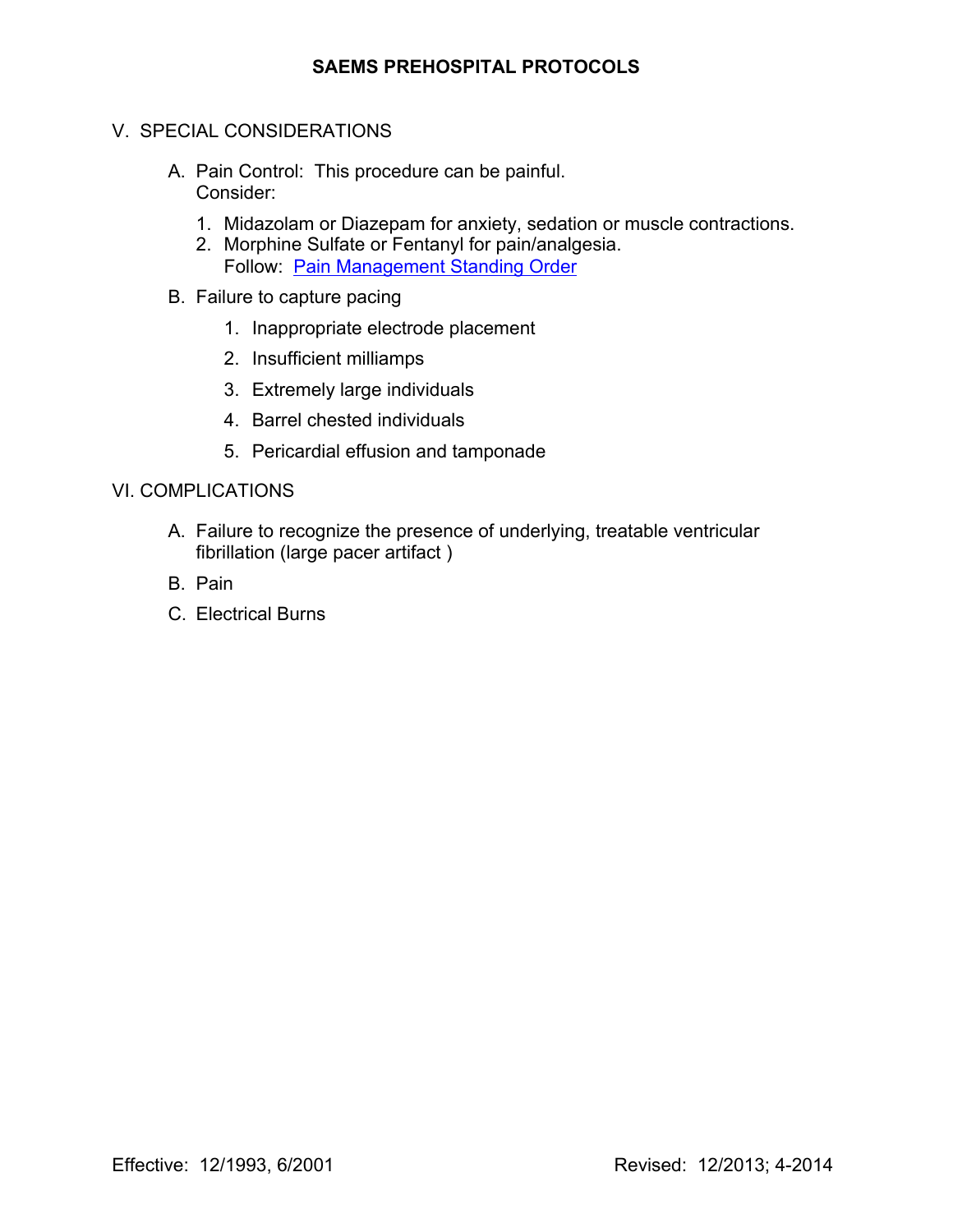## V. SPECIAL CONSIDERATIONS

A. Pain Control: This procedure can be painful.
   Consider:

   1. Midazolam or Diazepam for anxiety, sedation or muscle contractions.
   2. Morphine Sulfate or Fentanyl for pain/analgesia.
      Follow: [Pain Management Standing Order]

B. Failure to capture pacing

   1. Inappropriate electrode placement
   2. Insufficient milliamps
   3. Extremely large individuals
   4. Barrel chested individuals
   5. Pericardial effusion and tamponade

## VI. COMPLICATIONS

A. Failure to recognize the presence of underlying, treatable ventricular fibrillation (large pacer artifact )

B. Pain

C. Electrical Burns

Effective: 12/1993, 6/2001

Revised: 12/2013; 4-2014